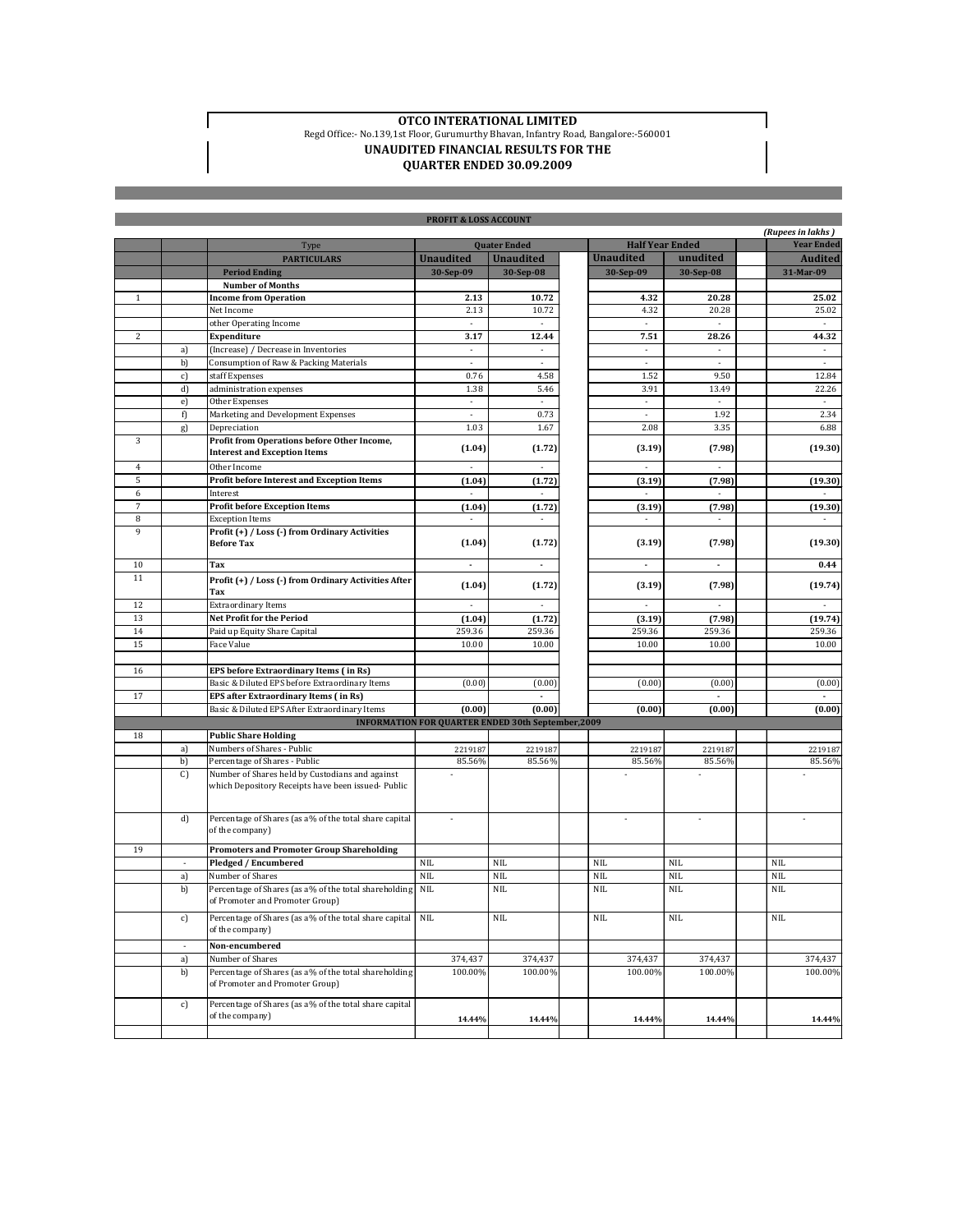# OTCO INTERATIONAL LIMITED

Regd Office:- No.139,1st Floor, Gurumurthy Bhavan, Infantry Road, Bangalore:-560001

## UNAUDITED FINANCIAL RESULTS FOR THE QUARTER ENDED 30.09.2009

### PROFIT & LOSS ACCOUNT

*(Rupees in lakhs )*

| | | Type | Quater Ended | | | Half Year Ended | | | Year Ended |
|---|---|---|---|---|---|---|---|---|---|
| | | **PARTICULARS** | **Unaudited** | **Unaudited** | | **Unaudited** | **unudited** | | **Audited** |
| | | **Period Ending** | **30-Sep-09** | **30-Sep-08** | | **30-Sep-09** | **30-Sep-08** | | **31-Mar-09** |
| | | **Number of Months** | | | | | | | |
| 1 | | **Income from Operation** | **2.13** | **10.72** | | **4.32** | **20.28** | | **25.02** |
| | | Net Income | 2.13 | 10.72 | | 4.32 | 20.28 | | 25.02 |
| | | other Operating Income | - | - | | - | - | | - |
| 2 | | **Expenditure** | **3.17** | **12.44** | | **7.51** | **28.26** | | **44.32** |
| | a) | (Increase) / Decrease in Inventories | - | - | | - | - | | - |
| | b) | Consumption of Raw & Packing Materials | - | - | | - | - | | - |
| | c) | staff Expenses | 0.76 | 4.58 | | 1.52 | 9.50 | | 12.84 |
| | d) | administration expenses | 1.38 | 5.46 | | 3.91 | 13.49 | | 22.26 |
| | e) | Other Expenses | - | - | | - | - | | - |
| | f) | Marketing and Development Expenses | - | 0.73 | | - | 1.92 | | 2.34 |
| | g) | Depreciation | 1.03 | 1.67 | | 2.08 | 3.35 | | 6.88 |
| 3 | | **Profit from Operations before Other Income, Interest and Exception Items** | **(1.04)** | **(1.72)** | | **(3.19)** | **(7.98)** | | **(19.30)** |
| 4 | | Other Income | - | - | | - | - | | |
| 5 | | **Profit before Interest and Exception Items** | **(1.04)** | **(1.72)** | | **(3.19)** | **(7.98)** | | **(19.30)** |
| 6 | | Interest | - | - | | - | - | | - |
| 7 | | **Profit before Exception Items** | **(1.04)** | **(1.72)** | | **(3.19)** | **(7.98)** | | **(19.30)** |
| 8 | | Exception Items | - | - | | - | - | | - |
| 9 | | **Profit (+) / Loss (-) from Ordinary Activities Before Tax** | **(1.04)** | **(1.72)** | | **(3.19)** | **(7.98)** | | **(19.30)** |
| 10 | | **Tax** | **-** | **-** | | **-** | **-** | | **0.44** |
| 11 | | **Profit (+) / Loss (-) from Ordinary Activities After Tax** | **(1.04)** | **(1.72)** | | **(3.19)** | **(7.98)** | | **(19.74)** |
| 12 | | Extraordinary Items | - | - | | - | - | | - |
| 13 | | **Net Profit for the Period** | **(1.04)** | **(1.72)** | | **(3.19)** | **(7.98)** | | **(19.74)** |
| 14 | | Paid up Equity Share Capital | 259.36 | 259.36 | | 259.36 | 259.36 | | 259.36 |
| 15 | | Face Value | 10.00 | 10.00 | | 10.00 | 10.00 | | 10.00 |
| | | | | | | | | | |
| 16 | | **EPS before Extraordinary Items ( in Rs)** | | | | | | | |
| | | Basic & Diluted EPS before Extraordinary Items | (0.00) | (0.00) | | (0.00) | (0.00) | | (0.00) |
| 17 | | **EPS after Extraordinary Items ( in Rs)** | | **-** | | | **-** | | **-** |
| | | Basic & Diluted EPS After Extraordinary Items | **(0.00)** | **(0.00)** | | **(0.00)** | **(0.00)** | | **(0.00)** |
| | | **INFORMATION FOR QUARTER ENDED 30th September,2009** | | | | | | | |
| 18 | | **Public Share Holding** | | | | | | | |
| | a) | Numbers of Shares - Public | 2219187 | 2219187 | | 2219187 | 2219187 | | 2219187 |
| | b) | Percentage of Shares - Public | 85.56% | 85.56% | | 85.56% | 85.56% | | 85.56% |
| | C) | Number of Shares held by Custodians and against which Depository Receipts have been issued- Public | - | | | - | - | | - |
| | d) | Percentage of Shares (as a% of the total share capital of the company) | - | | | - | - | | - |
| 19 | | **Promoters and Promoter Group Shareholding** | | | | | | | |
| | - | **Pledged / Encumbered** | NIL | NIL | | NIL | NIL | | NIL |
| | a) | Number of Shares | NIL | NIL | | NIL | NIL | | NIL |
| | b) | Percentage of Shares (as a% of the total shareholding of Promoter and Promoter Group) | NIL | NIL | | NIL | NIL | | NIL |
| | c) | Percentage of Shares (as a% of the total share capital of the company) | NIL | NIL | | NIL | NIL | | NIL |
| | - | **Non-encumbered** | | | | | | | |
| | a) | Number of Shares | 374,437 | 374,437 | | 374,437 | 374,437 | | 374,437 |
| | b) | Percentage of Shares (as a% of the total shareholding of Promoter and Promoter Group) | 100.00% | 100.00% | | 100.00% | 100.00% | | 100.00% |
| | c) | Percentage of Shares (as a% of the total share capital of the company) | **14.44%** | **14.44%** | | **14.44%** | **14.44%** | | **14.44%** |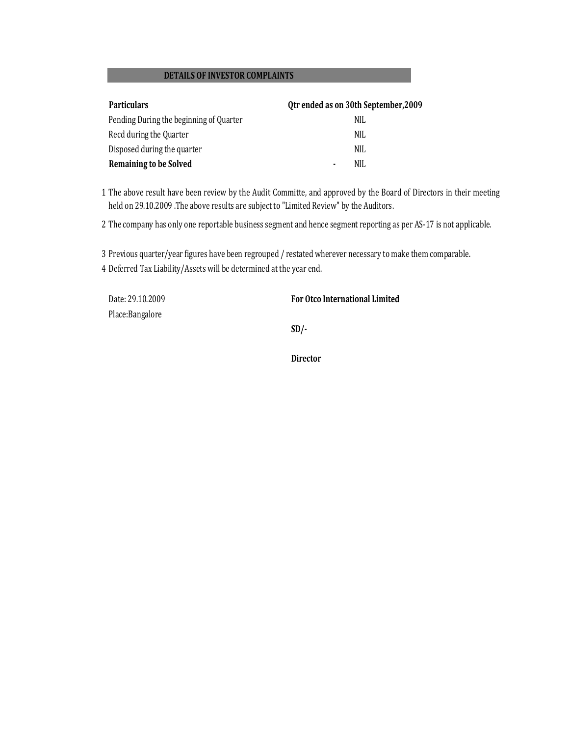## DETAILS OF INVESTOR COMPLAINTS

| Particulars | Qtr ended as on 30th September,2009 |
|---|---|
| Pending During the beginning of Quarter | NIL |
| Recd during the Quarter | NIL |
| Disposed during the quarter | NIL |
| **Remaining to be Solved** | - NIL |

1. The above result have been review by the Audit Committe, and approved by the Board of Directors in their meeting held on 29.10.2009 .The above results are subject to "Limited Review" by the Auditors.
2. The company has only one reportable business segment and hence segment reporting as per AS-17 is not applicable.
3. Previous quarter/year figures have been regrouped / restated wherever necessary to make them comparable.
4. Deferred Tax Liability/Assets will be determined at the year end.

Date: 29.10.2009
Place:Bangalore

**For Otco International Limited**

**SD/-**

**Director**